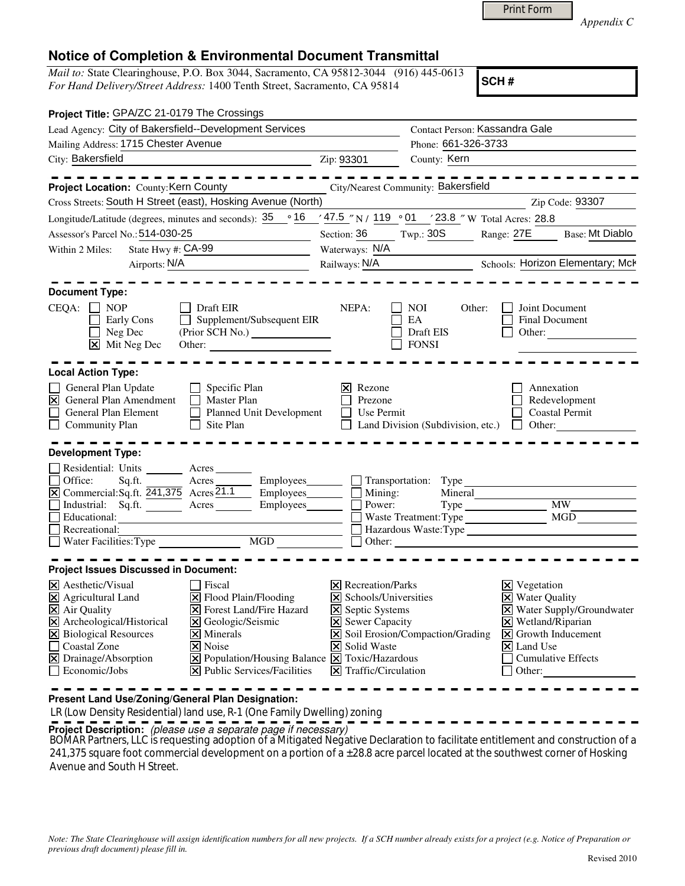Print Form

*Appendix C*

## Notice of Completion & Environmental Document Transmittal

*Mail to:* State Clearinghouse, P.O. Box 3044, Sacramento, CA 95812-3044 (916) 445-0613
*For Hand Delivery/Street Address:* 1400 Tenth Street, Sacramento, CA 95814

**SCH #**

**Project Title:** GPA/ZC 21-0179 The Crossings

Lead Agency: City of Bakersfield--Development Services
Contact Person: Kassandra Gale
Mailing Address: 1715 Chester Avenue
Phone: 661-326-3733
City: Bakersfield
Zip: 93301
County: Kern

**Project Location:** County: Kern County
City/Nearest Community: Bakersfield
Cross Streets: South H Street (east), Hosking Avenue (North)
Zip Code: 93307
Longitude/Latitude (degrees, minutes and seconds): 35 ° 16 ′ 47.5 ″ N / 119 ° 01 ′ 23.8 ″ W Total Acres: 28.8
Assessor's Parcel No.: 514-030-25
Section: 36 Twp.: 30S Range: 27E Base: Mt Diablo
Within 2 Miles: State Hwy #: CA-99
Waterways: N/A
Airports: N/A
Railways: N/A
Schools: Horizon Elementary; McK

**Document Type:**

CEQA:
- ☐ NOP
- ☐ Early Cons
- ☐ Neg Dec
- ☒ Mit Neg Dec
- ☐ Draft EIR
- ☐ Supplement/Subsequent EIR (Prior SCH No.) ________
- Other: ________

NEPA:
- ☐ NOI
- ☐ EA
- ☐ Draft EIS
- ☐ FONSI

Other:
- ☐ Joint Document
- ☐ Final Document
- ☐ Other: ________

**Local Action Type:**

- ☐ General Plan Update
- ☒ General Plan Amendment
- ☐ General Plan Element
- ☐ Community Plan
- ☐ Specific Plan
- ☐ Master Plan
- ☐ Planned Unit Development
- ☐ Site Plan
- ☒ Rezone
- ☐ Prezone
- ☐ Use Permit
- ☐ Land Division (Subdivision, etc.)
- ☐ Annexation
- ☐ Redevelopment
- ☐ Coastal Permit
- ☐ Other: ________

**Development Type:**

- ☐ Residential: Units ____ Acres ____
- ☐ Office: Sq.ft. ____ Acres ____ Employees ____
- ☒ Commercial: Sq.ft. 241,375 Acres 21.1 Employees ____
- ☐ Industrial: Sq.ft. ____ Acres ____ Employees ____
- ☐ Educational: ____
- ☐ Recreational: ____
- ☐ Water Facilities: Type ____ MGD ____
- ☐ Transportation: Type ____
- ☐ Mining: Mineral ____
- ☐ Power: Type ____ MW ____
- ☐ Waste Treatment: Type ____ MGD ____
- ☐ Hazardous Waste: Type ____
- ☐ Other: ____

**Project Issues Discussed in Document:**

- ☒ Aesthetic/Visual
- ☒ Agricultural Land
- ☒ Air Quality
- ☒ Archeological/Historical
- ☒ Biological Resources
- ☐ Coastal Zone
- ☒ Drainage/Absorption
- ☐ Economic/Jobs
- ☐ Fiscal
- ☒ Flood Plain/Flooding
- ☒ Forest Land/Fire Hazard
- ☒ Geologic/Seismic
- ☒ Minerals
- ☒ Noise
- ☒ Population/Housing Balance
- ☒ Public Services/Facilities
- ☒ Recreation/Parks
- ☒ Schools/Universities
- ☒ Septic Systems
- ☒ Sewer Capacity
- ☒ Soil Erosion/Compaction/Grading
- ☒ Solid Waste
- ☒ Toxic/Hazardous
- ☒ Traffic/Circulation
- ☒ Vegetation
- ☒ Water Quality
- ☒ Water Supply/Groundwater
- ☒ Wetland/Riparian
- ☒ Growth Inducement
- ☒ Land Use
- ☐ Cumulative Effects
- ☐ Other: ________

**Present Land Use/Zoning/General Plan Designation:**

LR (Low Density Residential) land use, R-1 (One Family Dwelling) zoning

**Project Description:** *(please use a separate page if necessary)*

BOMAR Partners, LLC is requesting adoption of a Mitigated Negative Declaration to facilitate entitlement and construction of a 241,375 square foot commercial development on a portion of a ±28.8 acre parcel located at the southwest corner of Hosking Avenue and South H Street.

*Note: The State Clearinghouse will assign identification numbers for all new projects. If a SCH number already exists for a project (e.g. Notice of Preparation or previous draft document) please fill in.*

Revised 2010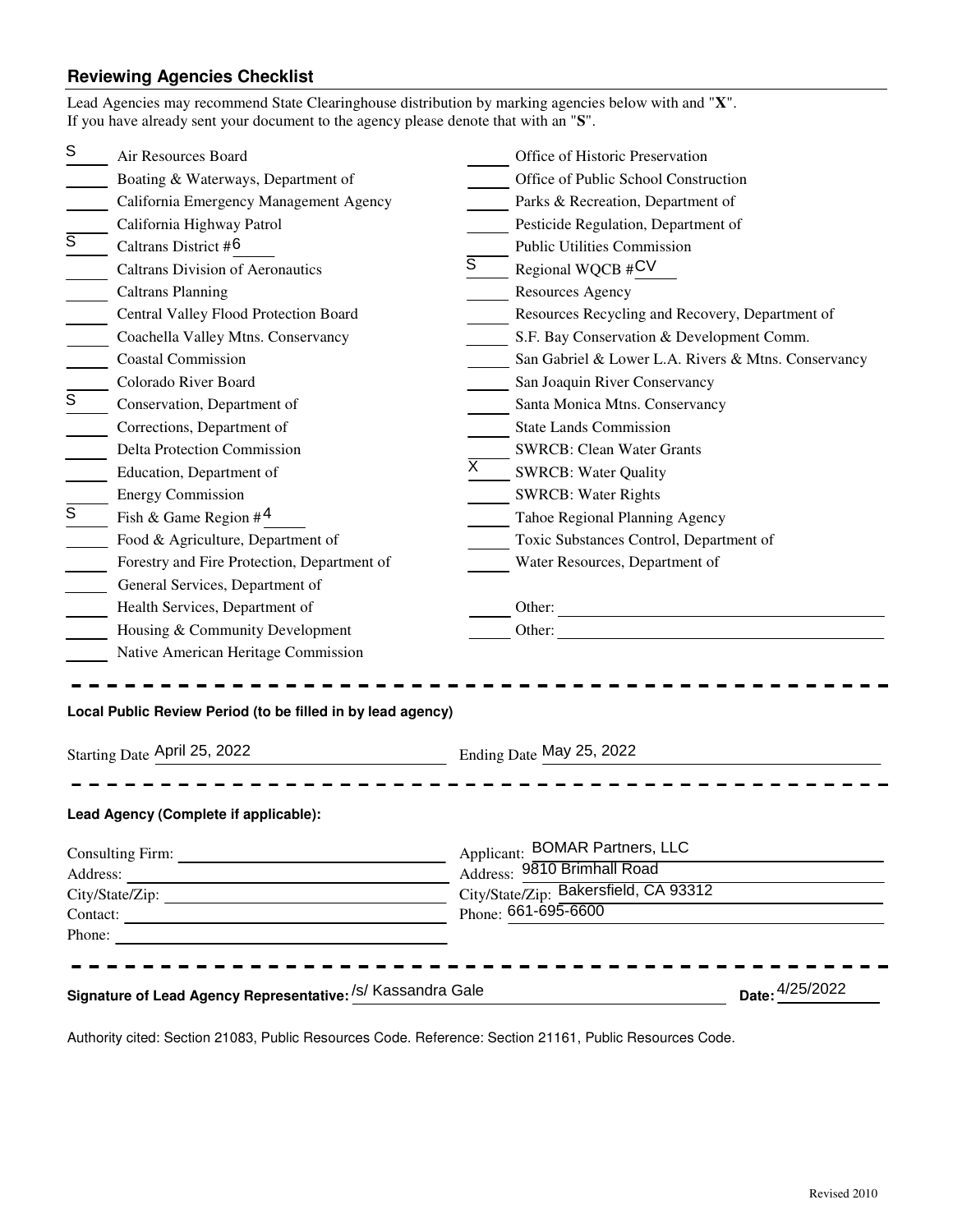## Reviewing Agencies Checklist

Lead Agencies may recommend State Clearinghouse distribution by marking agencies below with and "**X**".
If you have already sent your document to the agency please denote that with an "**S**".

| | | | |
|---|---|---|---|
| S | Air Resources Board | | Office of Historic Preservation |
| | Boating & Waterways, Department of | | Office of Public School Construction |
| | California Emergency Management Agency | | Parks & Recreation, Department of |
| | California Highway Patrol | | Pesticide Regulation, Department of |
| S | Caltrans District # 6 | | Public Utilities Commission |
| | Caltrans Division of Aeronautics | S | Regional WQCB # CV |
| | Caltrans Planning | | Resources Agency |
| | Central Valley Flood Protection Board | | Resources Recycling and Recovery, Department of |
| | Coachella Valley Mtns. Conservancy | | S.F. Bay Conservation & Development Comm. |
| | Coastal Commission | | San Gabriel & Lower L.A. Rivers & Mtns. Conservancy |
| | Colorado River Board | | San Joaquin River Conservancy |
| S | Conservation, Department of | | Santa Monica Mtns. Conservancy |
| | Corrections, Department of | | State Lands Commission |
| | Delta Protection Commission | | SWRCB: Clean Water Grants |
| | Education, Department of | X | SWRCB: Water Quality |
| | Energy Commission | | SWRCB: Water Rights |
| S | Fish & Game Region # 4 | | Tahoe Regional Planning Agency |
| | Food & Agriculture, Department of | | Toxic Substances Control, Department of |
| | Forestry and Fire Protection, Department of | | Water Resources, Department of |
| | General Services, Department of | | |
| | Health Services, Department of | | Other: |
| | Housing & Community Development | | Other: |
| | Native American Heritage Commission | | |

**Local Public Review Period (to be filled in by lead agency)**

Starting Date April 25, 2022 Ending Date May 25, 2022

**Lead Agency (Complete if applicable):**

Consulting Firm:
Address:
City/State/Zip:
Contact:
Phone:

Applicant: BOMAR Partners, LLC
Address: 9810 Brimhall Road
City/State/Zip: Bakersfield, CA 93312
Phone: 661-695-6600

**Signature of Lead Agency Representative:** /s/ Kassandra Gale **Date:** 4/25/2022

Authority cited: Section 21083, Public Resources Code. Reference: Section 21161, Public Resources Code.

Revised 2010